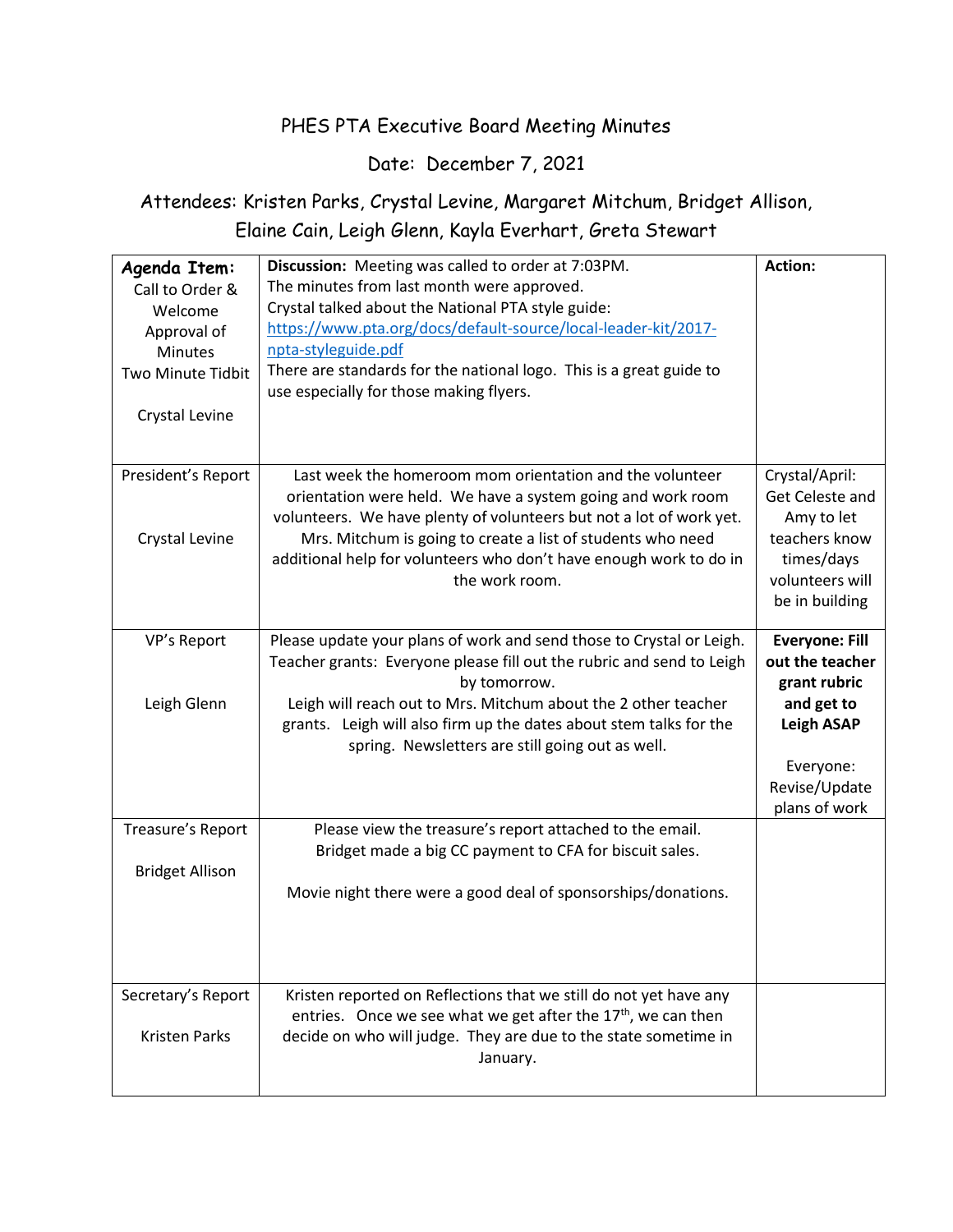PHES PTA Executive Board Meeting Minutes

Date: December 7, 2021

Attendees: Kristen Parks, Crystal Levine, Margaret Mitchum, Bridget Allison, Elaine Cain, Leigh Glenn, Kayla Everhart, Greta Stewart

| **Agenda Item:** | **Discussion:** | **Action:** |
| --- | --- | --- |
| Call to Order & Welcome<br>Approval of Minutes<br>Two Minute Tidbit<br><br>Crystal Levine | Meeting was called to order at 7:03PM.<br>The minutes from last month were approved.<br>Crystal talked about the National PTA style guide: [https://www.pta.org/docs/default-source/local-leader-kit/2017-npta-styleguide.pdf](https://www.pta.org/docs/default-source/local-leader-kit/2017-npta-styleguide.pdf)<br>There are standards for the national logo. This is a great guide to use especially for those making flyers. | |
| President's Report<br><br>Crystal Levine | Last week the homeroom mom orientation and the volunteer orientation were held. We have a system going and work room volunteers. We have plenty of volunteers but not a lot of work yet. Mrs. Mitchum is going to create a list of students who need additional help for volunteers who don't have enough work to do in the work room. | Crystal/April: Get Celeste and Amy to let teachers know times/days volunteers will be in building |
| VP's Report<br><br>Leigh Glenn | Please update your plans of work and send those to Crystal or Leigh.<br>Teacher grants: Everyone please fill out the rubric and send to Leigh by tomorrow.<br>Leigh will reach out to Mrs. Mitchum about the 2 other teacher grants. Leigh will also firm up the dates about stem talks for the spring. Newsletters are still going out as well. | **Everyone: Fill out the teacher grant rubric and get to Leigh ASAP**<br><br>Everyone: Revise/Update plans of work |
| Treasure's Report<br><br>Bridget Allison | Please view the treasure's report attached to the email.<br>Bridget made a big CC payment to CFA for biscuit sales.<br><br>Movie night there were a good deal of sponsorships/donations. | |
| Secretary's Report<br><br>Kristen Parks | Kristen reported on Reflections that we still do not yet have any entries. Once we see what we get after the 17th, we can then decide on who will judge. They are due to the state sometime in January. | |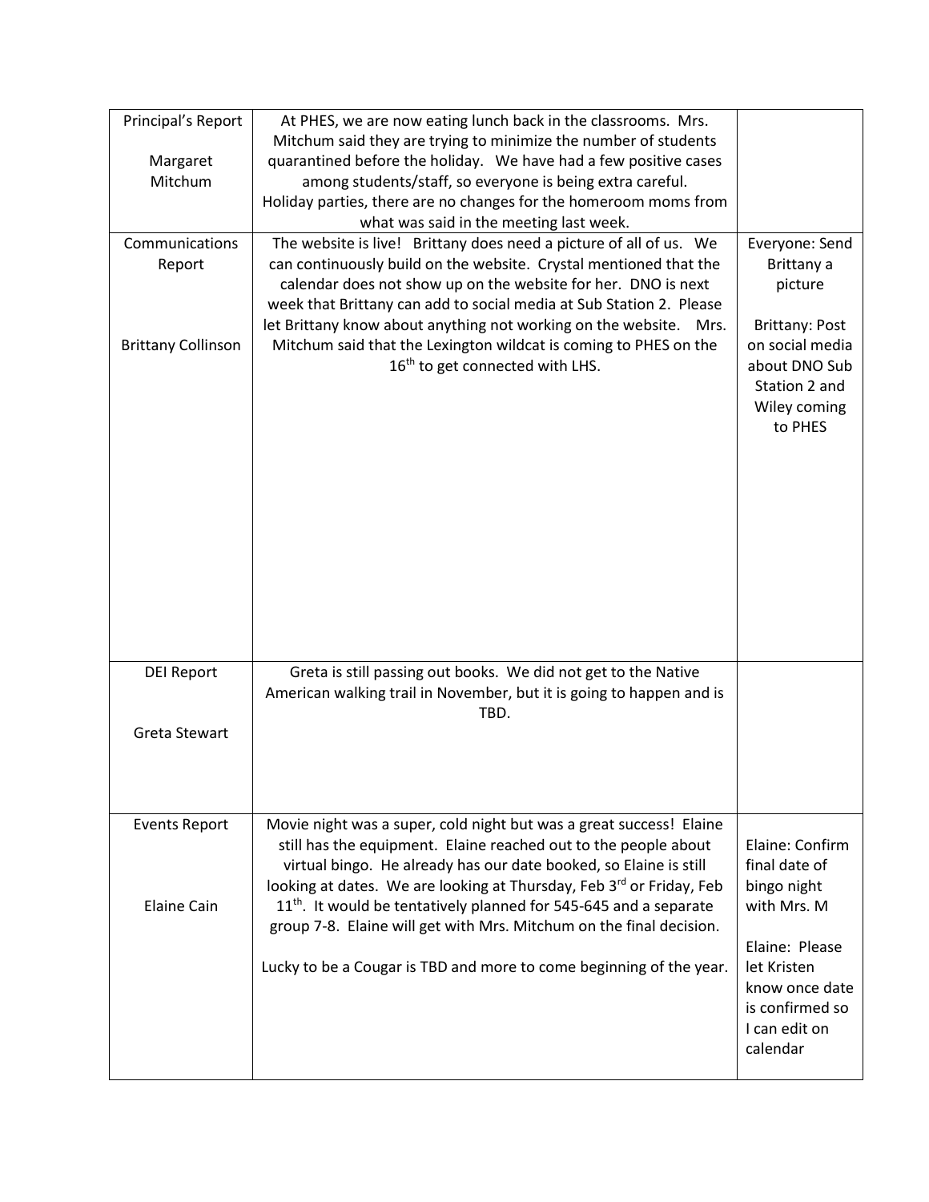| Principal's Report<br><br>Margaret Mitchum | At PHES, we are now eating lunch back in the classrooms. Mrs. Mitchum said they are trying to minimize the number of students quarantined before the holiday. We have had a few positive cases among students/staff, so everyone is being extra careful. Holiday parties, there are no changes for the homeroom moms from what was said in the meeting last week. | |
|---|---|---|
| Communications Report<br><br>Brittany Collinson | The website is live! Brittany does need a picture of all of us. We can continuously build on the website. Crystal mentioned that the calendar does not show up on the website for her. DNO is next week that Brittany can add to social media at Sub Station 2. Please let Brittany know about anything not working on the website. Mrs. Mitchum said that the Lexington wildcat is coming to PHES on the 16th to get connected with LHS. | Everyone: Send Brittany a picture<br><br>Brittany: Post on social media about DNO Sub Station 2 and Wiley coming to PHES |
| DEI Report<br><br>Greta Stewart | Greta is still passing out books. We did not get to the Native American walking trail in November, but it is going to happen and is TBD. | |
| Events Report<br><br>Elaine Cain | Movie night was a super, cold night but was a great success! Elaine still has the equipment. Elaine reached out to the people about virtual bingo. He already has our date booked, so Elaine is still looking at dates. We are looking at Thursday, Feb 3rd or Friday, Feb 11th. It would be tentatively planned for 545-645 and a separate group 7-8. Elaine will get with Mrs. Mitchum on the final decision.<br><br>Lucky to be a Cougar is TBD and more to come beginning of the year. | Elaine: Confirm final date of bingo night with Mrs. M<br><br>Elaine: Please let Kristen know once date is confirmed so I can edit on calendar |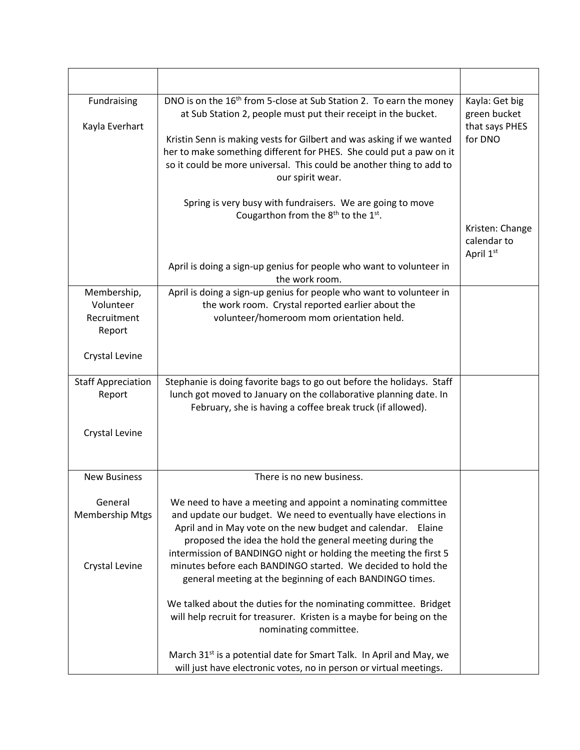| | | |
|---|---|---|
| Fundraising<br><br>Kayla Everhart | DNO is on the 16th from 5-close at Sub Station 2. To earn the money at Sub Station 2, people must put their receipt in the bucket.<br><br>Kristin Senn is making vests for Gilbert and was asking if we wanted her to make something different for PHES. She could put a paw on it so it could be more universal. This could be another thing to add to our spirit wear.<br><br>Spring is very busy with fundraisers. We are going to move Cougarthon from the 8th to the 1st.<br><br>April is doing a sign-up genius for people who want to volunteer in the work room. | Kayla: Get big green bucket that says PHES for DNO<br><br>Kristen: Change calendar to April 1st |
| Membership, Volunteer Recruitment Report<br><br>Crystal Levine | April is doing a sign-up genius for people who want to volunteer in the work room. Crystal reported earlier about the volunteer/homeroom mom orientation held. | |
| Staff Appreciation Report<br><br>Crystal Levine | Stephanie is doing favorite bags to go out before the holidays. Staff lunch got moved to January on the collaborative planning date. In February, she is having a coffee break truck (if allowed). | |
| New Business<br><br>General Membership Mtgs<br><br>Crystal Levine | There is no new business.<br><br>We need to have a meeting and appoint a nominating committee and update our budget. We need to eventually have elections in April and in May vote on the new budget and calendar. Elaine proposed the idea the hold the general meeting during the intermission of BANDINGO night or holding the meeting the first 5 minutes before each BANDINGO started. We decided to hold the general meeting at the beginning of each BANDINGO times.<br><br>We talked about the duties for the nominating committee. Bridget will help recruit for treasurer. Kristen is a maybe for being on the nominating committee.<br><br>March 31st is a potential date for Smart Talk. In April and May, we will just have electronic votes, no in person or virtual meetings. | |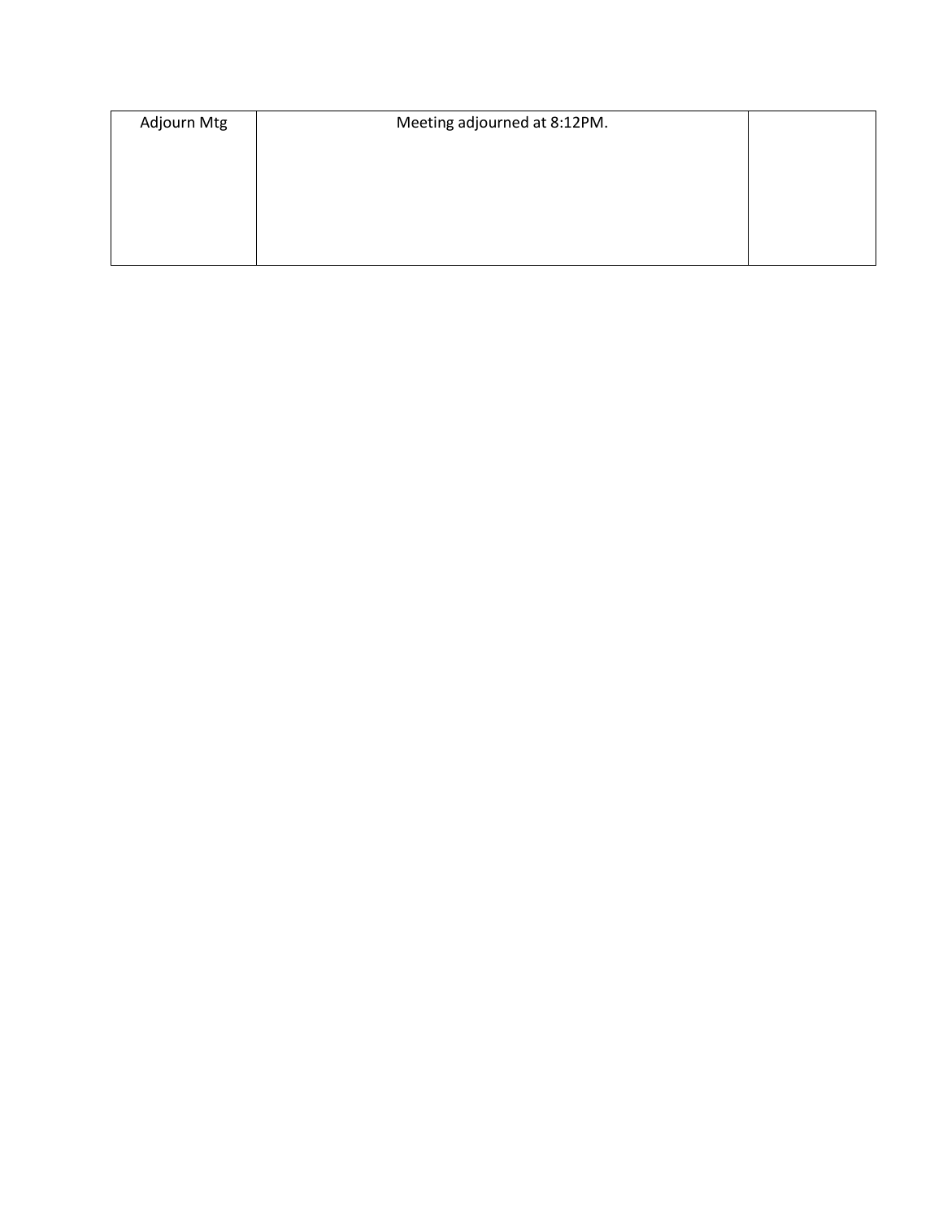| | | |
|---|---|---|
| Adjourn Mtg | Meeting adjourned at 8:12PM. | |